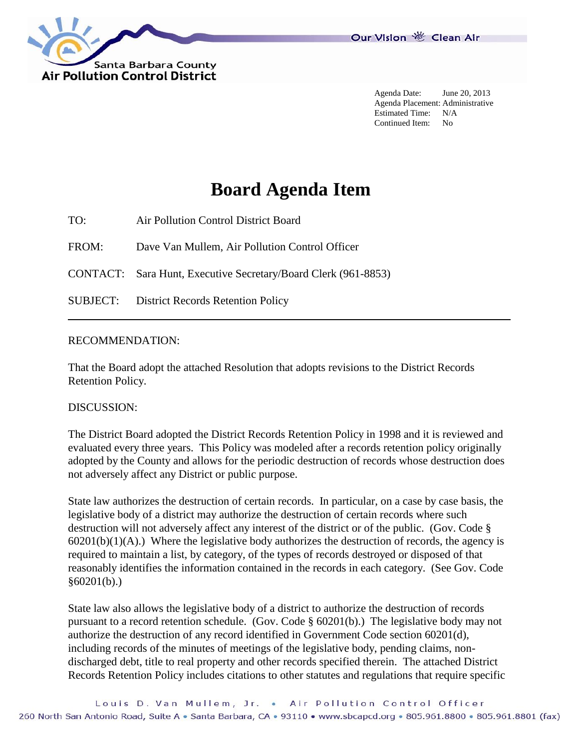Santa Barbara County
Air Pollution Control District

Our Vision Clean Air

Agenda Date: June 20, 2013
Agenda Placement: Administrative
Estimated Time: N/A
Continued Item: No

# Board Agenda Item

TO: Air Pollution Control District Board

FROM: Dave Van Mullem, Air Pollution Control Officer

CONTACT: Sara Hunt, Executive Secretary/Board Clerk (961-8853)

SUBJECT: District Records Retention Policy

---

RECOMMENDATION:

That the Board adopt the attached Resolution that adopts revisions to the District Records Retention Policy.

DISCUSSION:

The District Board adopted the District Records Retention Policy in 1998 and it is reviewed and evaluated every three years. This Policy was modeled after a records retention policy originally adopted by the County and allows for the periodic destruction of records whose destruction does not adversely affect any District or public purpose.

State law authorizes the destruction of certain records. In particular, on a case by case basis, the legislative body of a district may authorize the destruction of certain records where such destruction will not adversely affect any interest of the district or of the public. (Gov. Code § 60201(b)(1)(A).) Where the legislative body authorizes the destruction of records, the agency is required to maintain a list, by category, of the types of records destroyed or disposed of that reasonably identifies the information contained in the records in each category. (See Gov. Code §60201(b).)

State law also allows the legislative body of a district to authorize the destruction of records pursuant to a record retention schedule. (Gov. Code § 60201(b).) The legislative body may not authorize the destruction of any record identified in Government Code section 60201(d), including records of the minutes of meetings of the legislative body, pending claims, non-discharged debt, title to real property and other records specified therein. The attached District Records Retention Policy includes citations to other statutes and regulations that require specific

Louis D. Van Mullem, Jr. • Air Pollution Control Officer
260 North San Antonio Road, Suite A • Santa Barbara, CA • 93110 • www.sbcapcd.org • 805.961.8800 • 805.961.8801 (fax)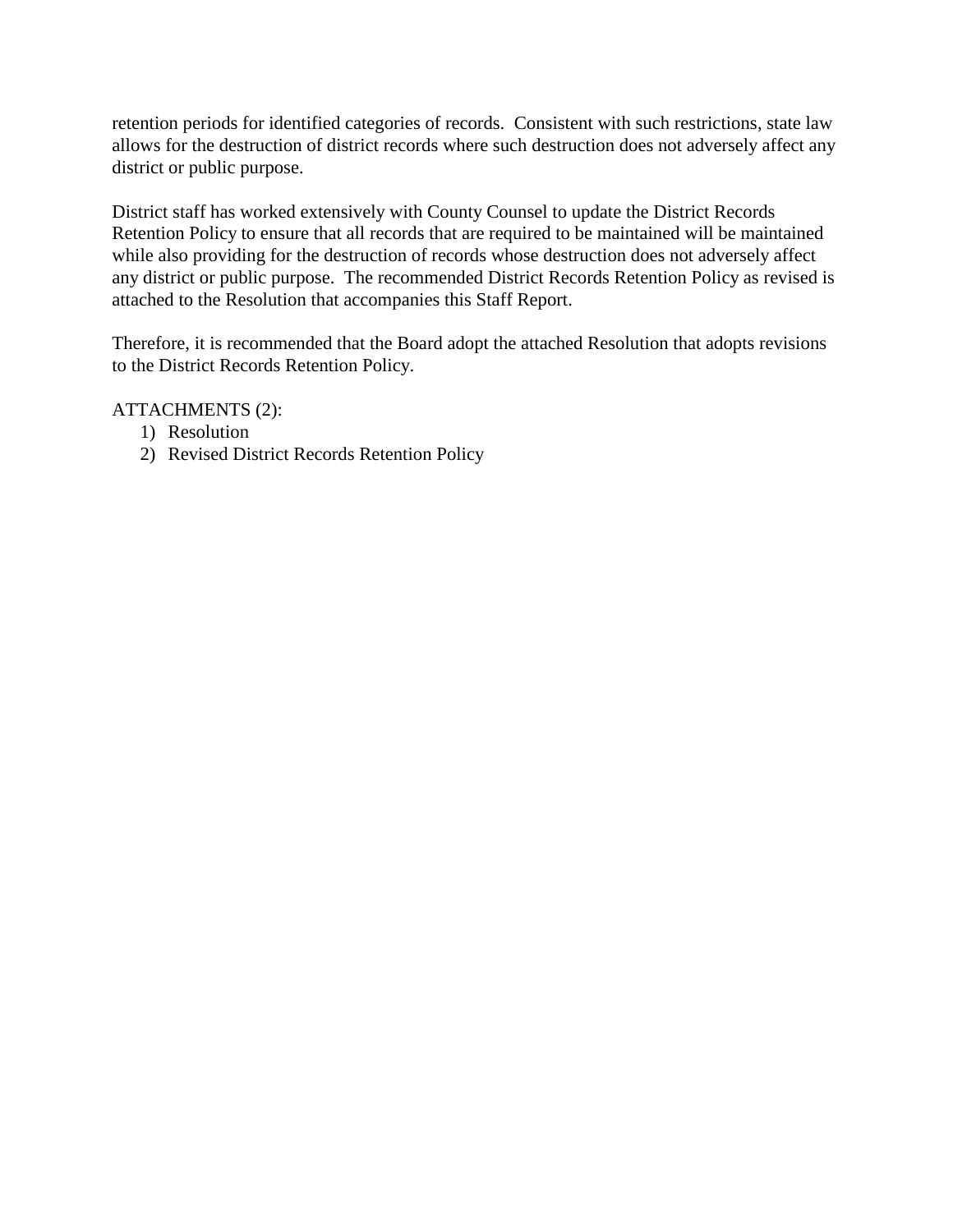retention periods for identified categories of records. Consistent with such restrictions, state law allows for the destruction of district records where such destruction does not adversely affect any district or public purpose.

District staff has worked extensively with County Counsel to update the District Records Retention Policy to ensure that all records that are required to be maintained will be maintained while also providing for the destruction of records whose destruction does not adversely affect any district or public purpose. The recommended District Records Retention Policy as revised is attached to the Resolution that accompanies this Staff Report.

Therefore, it is recommended that the Board adopt the attached Resolution that adopts revisions to the District Records Retention Policy.

ATTACHMENTS (2):

1) Resolution
2) Revised District Records Retention Policy